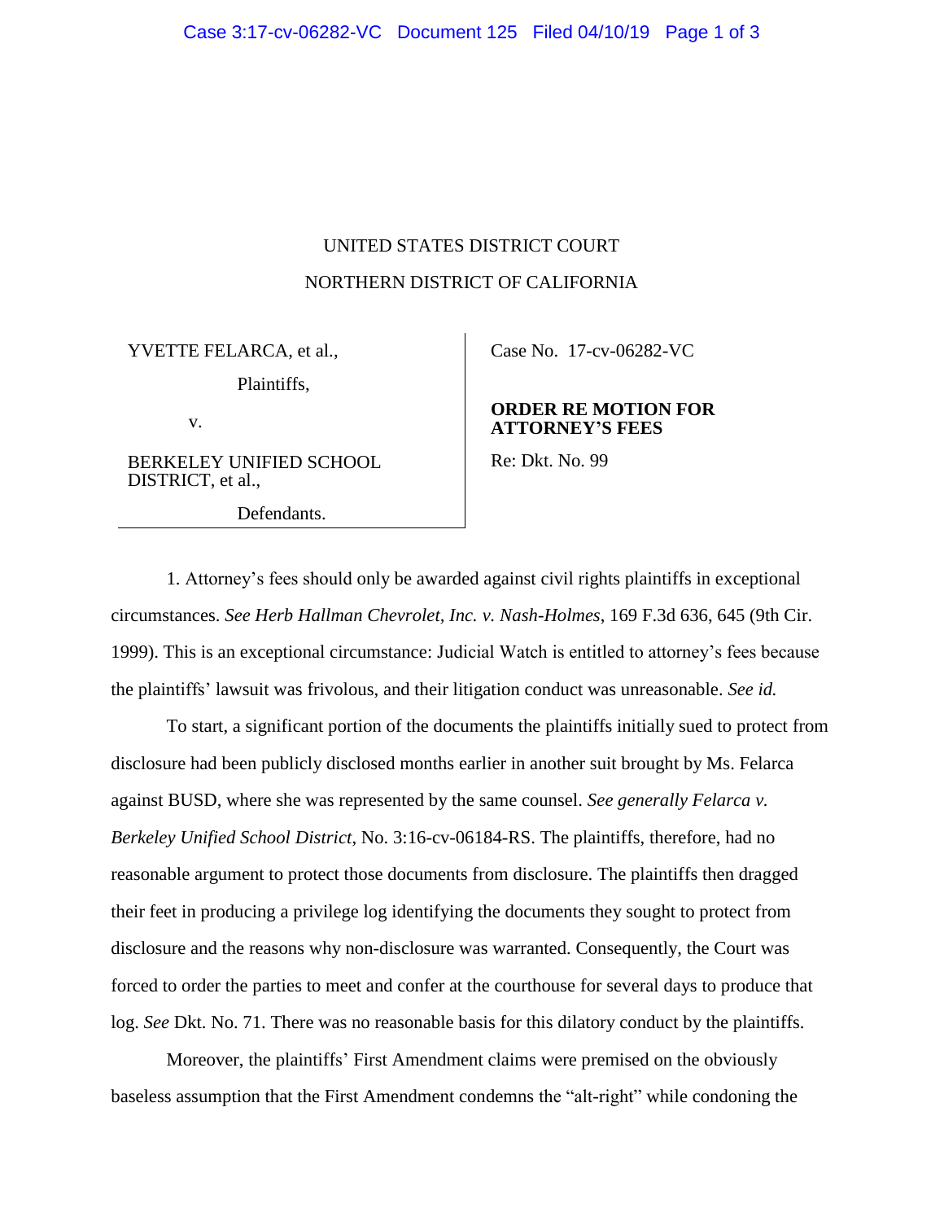UNITED STATES DISTRICT COURT

NORTHERN DISTRICT OF CALIFORNIA

| | |
|---|---|
| YVETTE FELARCA, et al., Plaintiffs, v. BERKELEY UNIFIED SCHOOL DISTRICT, et al., Defendants. | Case No. 17-cv-06282-VC **ORDER RE MOTION FOR ATTORNEY'S FEES** Re: Dkt. No. 99 |

1. Attorney's fees should only be awarded against civil rights plaintiffs in exceptional circumstances. *See Herb Hallman Chevrolet, Inc. v. Nash-Holmes*, 169 F.3d 636, 645 (9th Cir. 1999). This is an exceptional circumstance: Judicial Watch is entitled to attorney's fees because the plaintiffs' lawsuit was frivolous, and their litigation conduct was unreasonable. *See id.*

To start, a significant portion of the documents the plaintiffs initially sued to protect from disclosure had been publicly disclosed months earlier in another suit brought by Ms. Felarca against BUSD, where she was represented by the same counsel. *See generally Felarca v. Berkeley Unified School District*, No. 3:16-cv-06184-RS. The plaintiffs, therefore, had no reasonable argument to protect those documents from disclosure. The plaintiffs then dragged their feet in producing a privilege log identifying the documents they sought to protect from disclosure and the reasons why non-disclosure was warranted. Consequently, the Court was forced to order the parties to meet and confer at the courthouse for several days to produce that log. *See* Dkt. No. 71. There was no reasonable basis for this dilatory conduct by the plaintiffs.

Moreover, the plaintiffs' First Amendment claims were premised on the obviously baseless assumption that the First Amendment condemns the "alt-right" while condoning the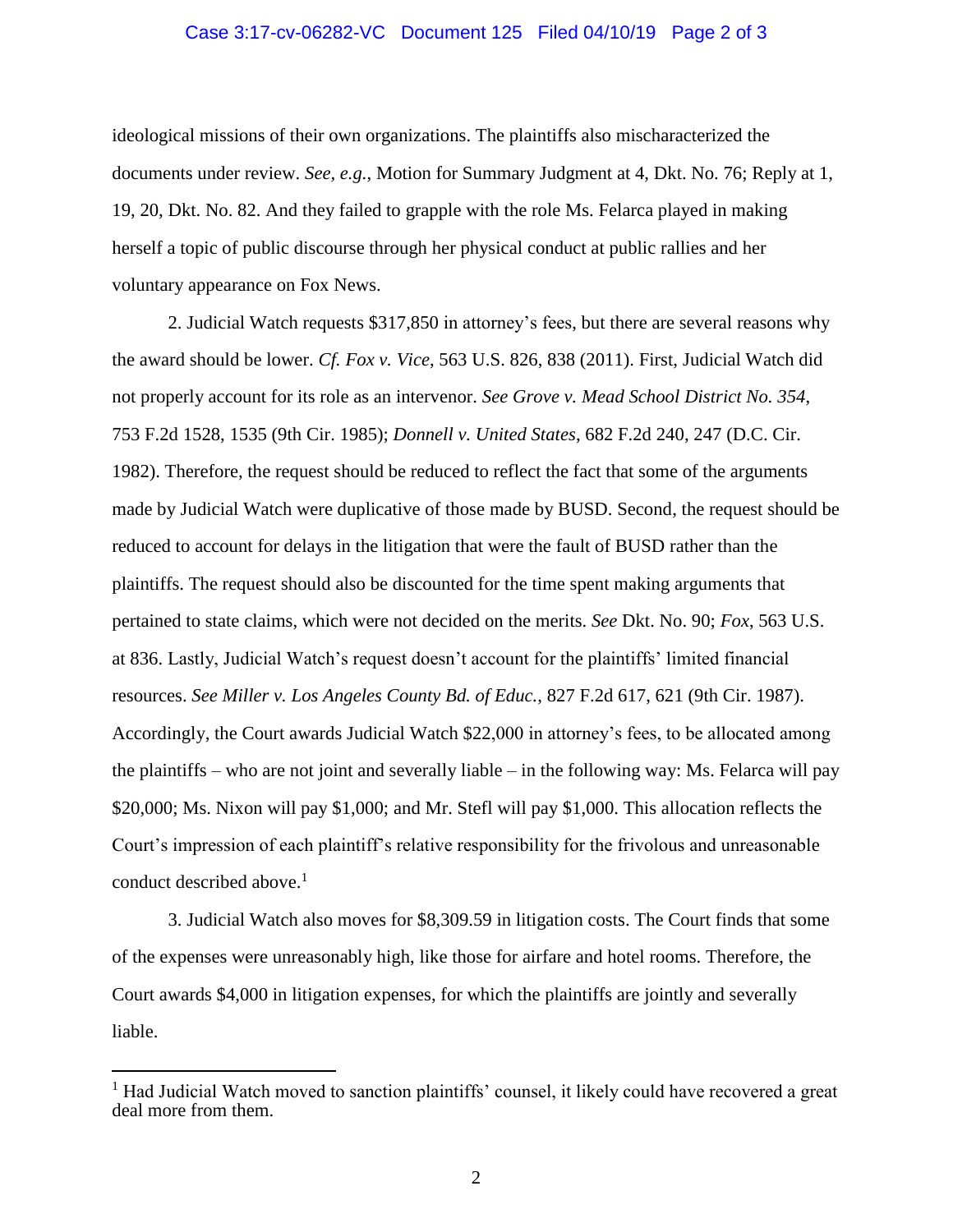ideological missions of their own organizations. The plaintiffs also mischaracterized the documents under review. *See, e.g.*, Motion for Summary Judgment at 4, Dkt. No. 76; Reply at 1, 19, 20, Dkt. No. 82. And they failed to grapple with the role Ms. Felarca played in making herself a topic of public discourse through her physical conduct at public rallies and her voluntary appearance on Fox News.

2. Judicial Watch requests $317,850 in attorney's fees, but there are several reasons why the award should be lower. *Cf. Fox v. Vice*, 563 U.S. 826, 838 (2011). First, Judicial Watch did not properly account for its role as an intervenor. *See Grove v. Mead School District No. 354*, 753 F.2d 1528, 1535 (9th Cir. 1985); *Donnell v. United States*, 682 F.2d 240, 247 (D.C. Cir. 1982). Therefore, the request should be reduced to reflect the fact that some of the arguments made by Judicial Watch were duplicative of those made by BUSD. Second, the request should be reduced to account for delays in the litigation that were the fault of BUSD rather than the plaintiffs. The request should also be discounted for the time spent making arguments that pertained to state claims, which were not decided on the merits. *See* Dkt. No. 90; *Fox*, 563 U.S. at 836. Lastly, Judicial Watch's request doesn't account for the plaintiffs' limited financial resources. *See Miller v. Los Angeles County Bd. of Educ.*, 827 F.2d 617, 621 (9th Cir. 1987). Accordingly, the Court awards Judicial Watch $22,000 in attorney's fees, to be allocated among the plaintiffs – who are not joint and severally liable – in the following way: Ms. Felarca will pay $20,000; Ms. Nixon will pay $1,000; and Mr. Stefl will pay $1,000. This allocation reflects the Court's impression of each plaintiff's relative responsibility for the frivolous and unreasonable conduct described above.[1]

3. Judicial Watch also moves for $8,309.59 in litigation costs. The Court finds that some of the expenses were unreasonably high, like those for airfare and hotel rooms. Therefore, the Court awards $4,000 in litigation expenses, for which the plaintiffs are jointly and severally liable.

---

[1] Had Judicial Watch moved to sanction plaintiffs' counsel, it likely could have recovered a great deal more from them.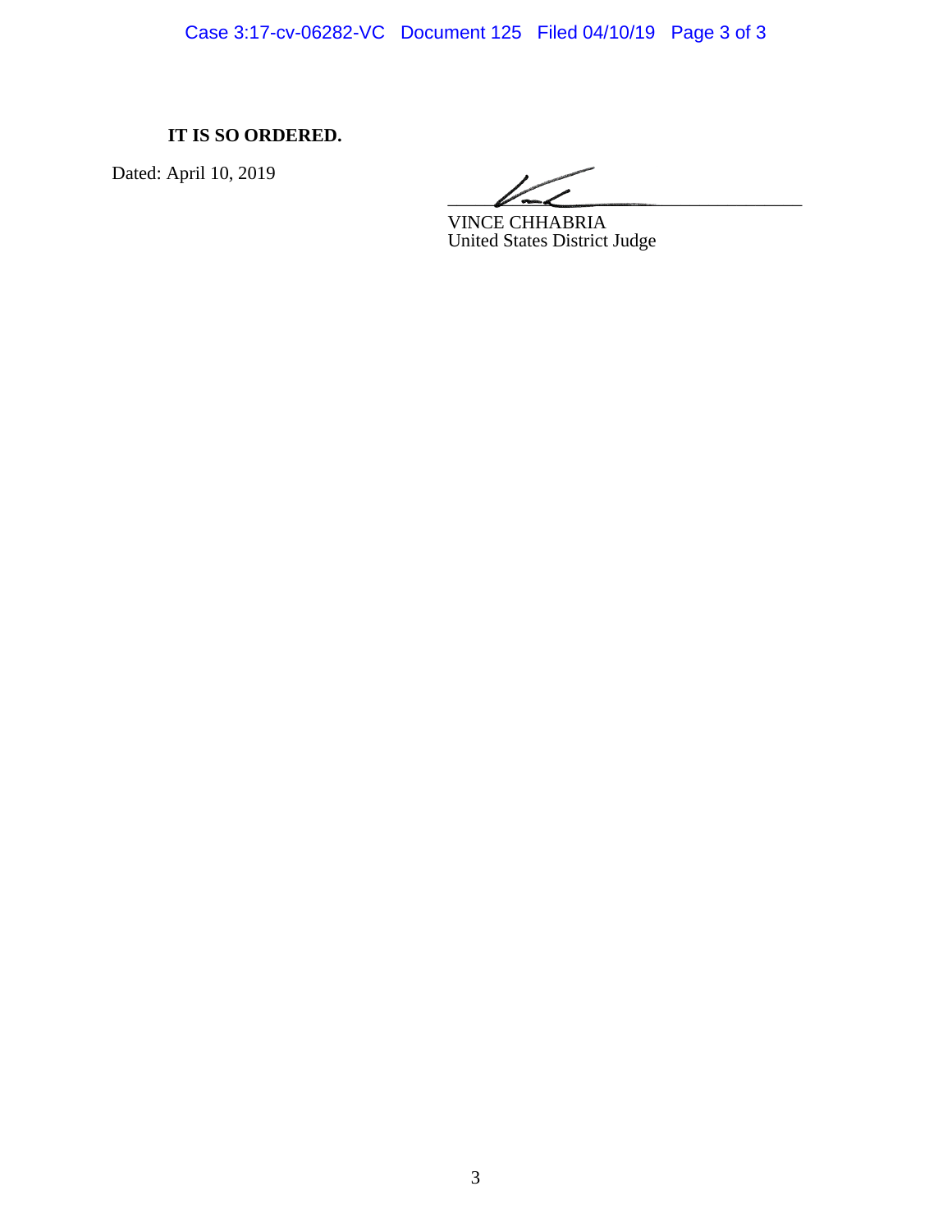**IT IS SO ORDERED.**

Dated: April 10, 2019

______________________________________

VINCE CHHABRIA
United States District Judge